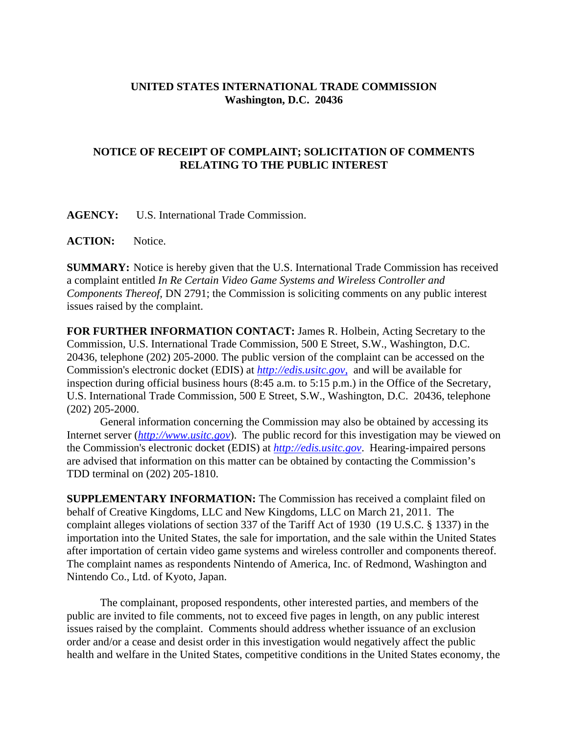**UNITED STATES INTERNATIONAL TRADE COMMISSION**
**Washington, D.C. 20436**

**NOTICE OF RECEIPT OF COMPLAINT; SOLICITATION OF COMMENTS RELATING TO THE PUBLIC INTEREST**

**AGENCY:** U.S. International Trade Commission.

**ACTION:** Notice.

**SUMMARY:** Notice is hereby given that the U.S. International Trade Commission has received a complaint entitled *In Re Certain Video Game Systems and Wireless Controller and Components Thereof*, DN 2791; the Commission is soliciting comments on any public interest issues raised by the complaint.

**FOR FURTHER INFORMATION CONTACT:** James R. Holbein, Acting Secretary to the Commission, U.S. International Trade Commission, 500 E Street, S.W., Washington, D.C. 20436, telephone (202) 205-2000. The public version of the complaint can be accessed on the Commission's electronic docket (EDIS) at *http://edis.usitc.gov*, and will be available for inspection during official business hours (8:45 a.m. to 5:15 p.m.) in the Office of the Secretary, U.S. International Trade Commission, 500 E Street, S.W., Washington, D.C. 20436, telephone (202) 205-2000.

General information concerning the Commission may also be obtained by accessing its Internet server (*http://www.usitc.gov*). The public record for this investigation may be viewed on the Commission's electronic docket (EDIS) at *http://edis.usitc.gov*. Hearing-impaired persons are advised that information on this matter can be obtained by contacting the Commission's TDD terminal on (202) 205-1810.

**SUPPLEMENTARY INFORMATION:** The Commission has received a complaint filed on behalf of Creative Kingdoms, LLC and New Kingdoms, LLC on March 21, 2011. The complaint alleges violations of section 337 of the Tariff Act of 1930 (19 U.S.C. § 1337) in the importation into the United States, the sale for importation, and the sale within the United States after importation of certain video game systems and wireless controller and components thereof. The complaint names as respondents Nintendo of America, Inc. of Redmond, Washington and Nintendo Co., Ltd. of Kyoto, Japan.

The complainant, proposed respondents, other interested parties, and members of the public are invited to file comments, not to exceed five pages in length, on any public interest issues raised by the complaint. Comments should address whether issuance of an exclusion order and/or a cease and desist order in this investigation would negatively affect the public health and welfare in the United States, competitive conditions in the United States economy, the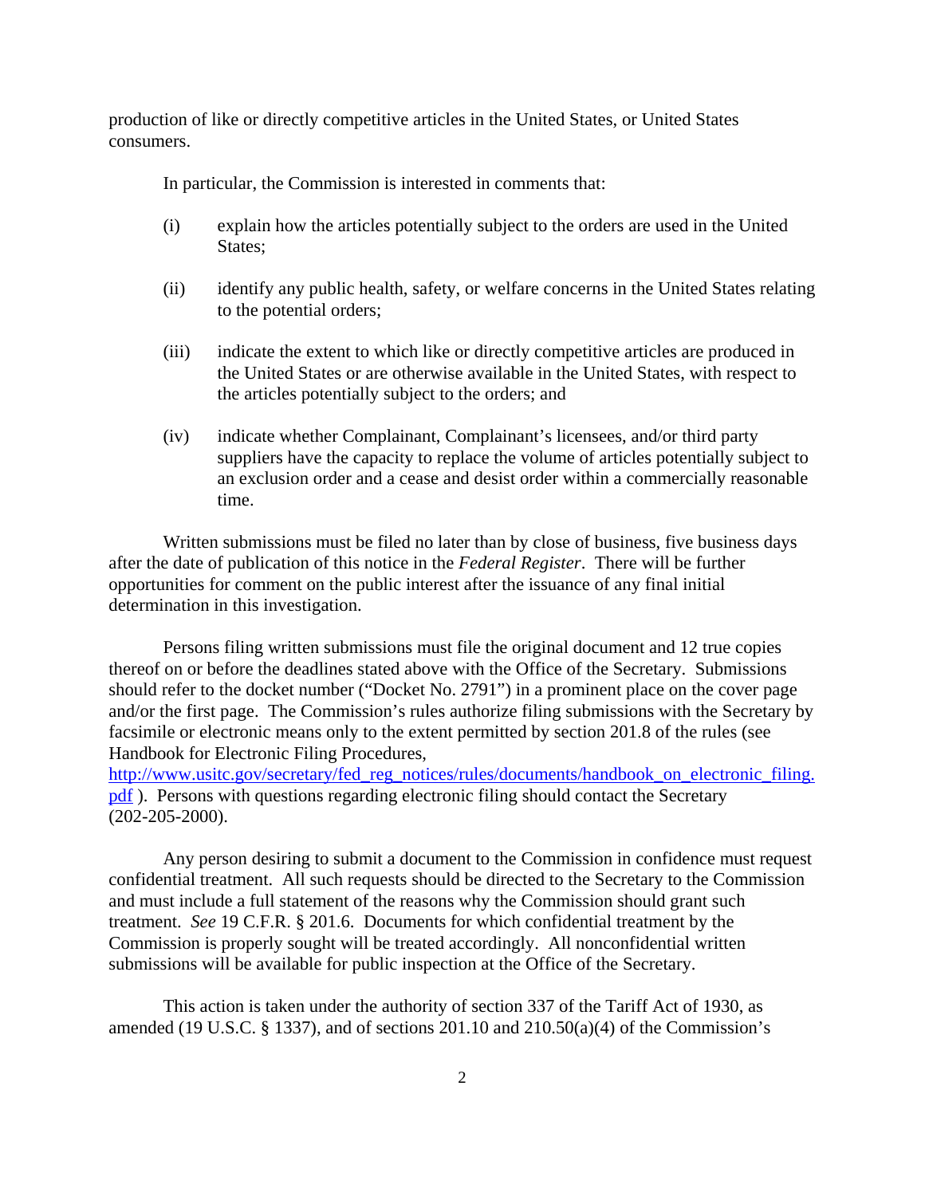production of like or directly competitive articles in the United States, or United States consumers.

In particular, the Commission is interested in comments that:

(i) explain how the articles potentially subject to the orders are used in the United States;

(ii) identify any public health, safety, or welfare concerns in the United States relating to the potential orders;

(iii) indicate the extent to which like or directly competitive articles are produced in the United States or are otherwise available in the United States, with respect to the articles potentially subject to the orders; and

(iv) indicate whether Complainant, Complainant's licensees, and/or third party suppliers have the capacity to replace the volume of articles potentially subject to an exclusion order and a cease and desist order within a commercially reasonable time.

Written submissions must be filed no later than by close of business, five business days after the date of publication of this notice in the *Federal Register*. There will be further opportunities for comment on the public interest after the issuance of any final initial determination in this investigation.

Persons filing written submissions must file the original document and 12 true copies thereof on or before the deadlines stated above with the Office of the Secretary. Submissions should refer to the docket number ("Docket No. 2791") in a prominent place on the cover page and/or the first page. The Commission's rules authorize filing submissions with the Secretary by facsimile or electronic means only to the extent permitted by section 201.8 of the rules (see Handbook for Electronic Filing Procedures, http://www.usitc.gov/secretary/fed_reg_notices/rules/documents/handbook_on_electronic_filing.pdf ). Persons with questions regarding electronic filing should contact the Secretary (202-205-2000).

Any person desiring to submit a document to the Commission in confidence must request confidential treatment. All such requests should be directed to the Secretary to the Commission and must include a full statement of the reasons why the Commission should grant such treatment. *See* 19 C.F.R. § 201.6. Documents for which confidential treatment by the Commission is properly sought will be treated accordingly. All nonconfidential written submissions will be available for public inspection at the Office of the Secretary.

This action is taken under the authority of section 337 of the Tariff Act of 1930, as amended (19 U.S.C. § 1337), and of sections 201.10 and 210.50(a)(4) of the Commission's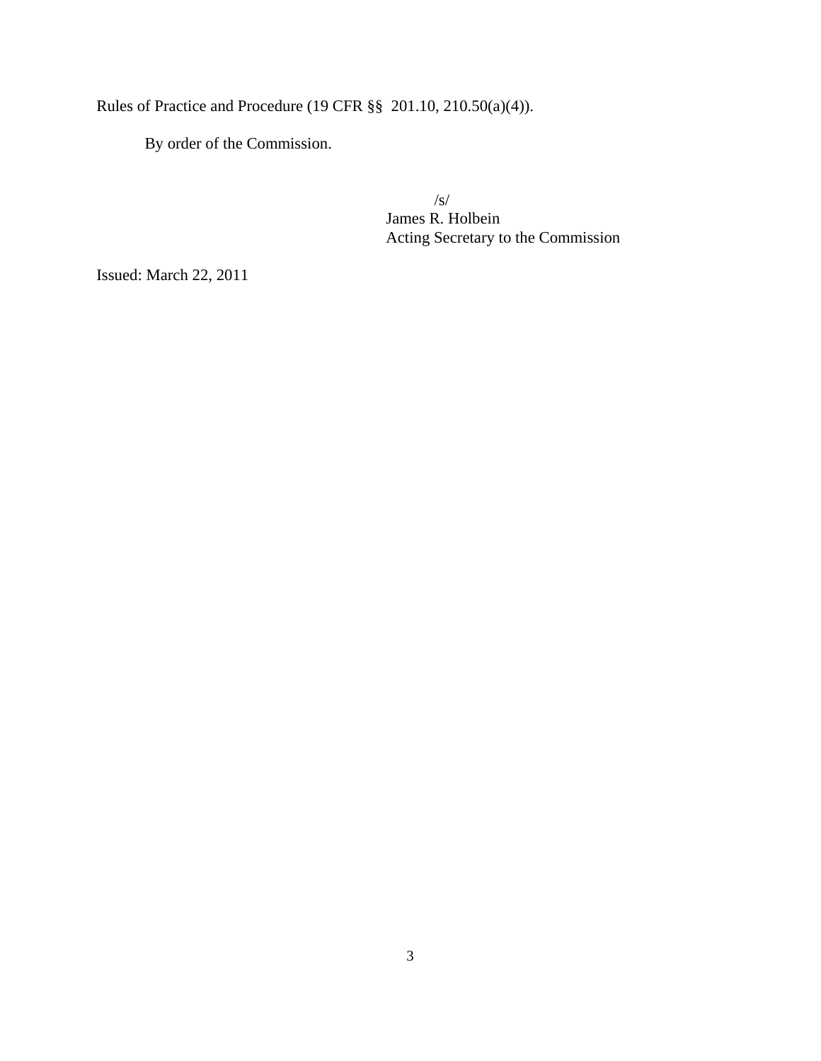Rules of Practice and Procedure (19 CFR §§ 201.10, 210.50(a)(4)).

By order of the Commission.

/s/
James R. Holbein
Acting Secretary to the Commission

Issued: March 22, 2011